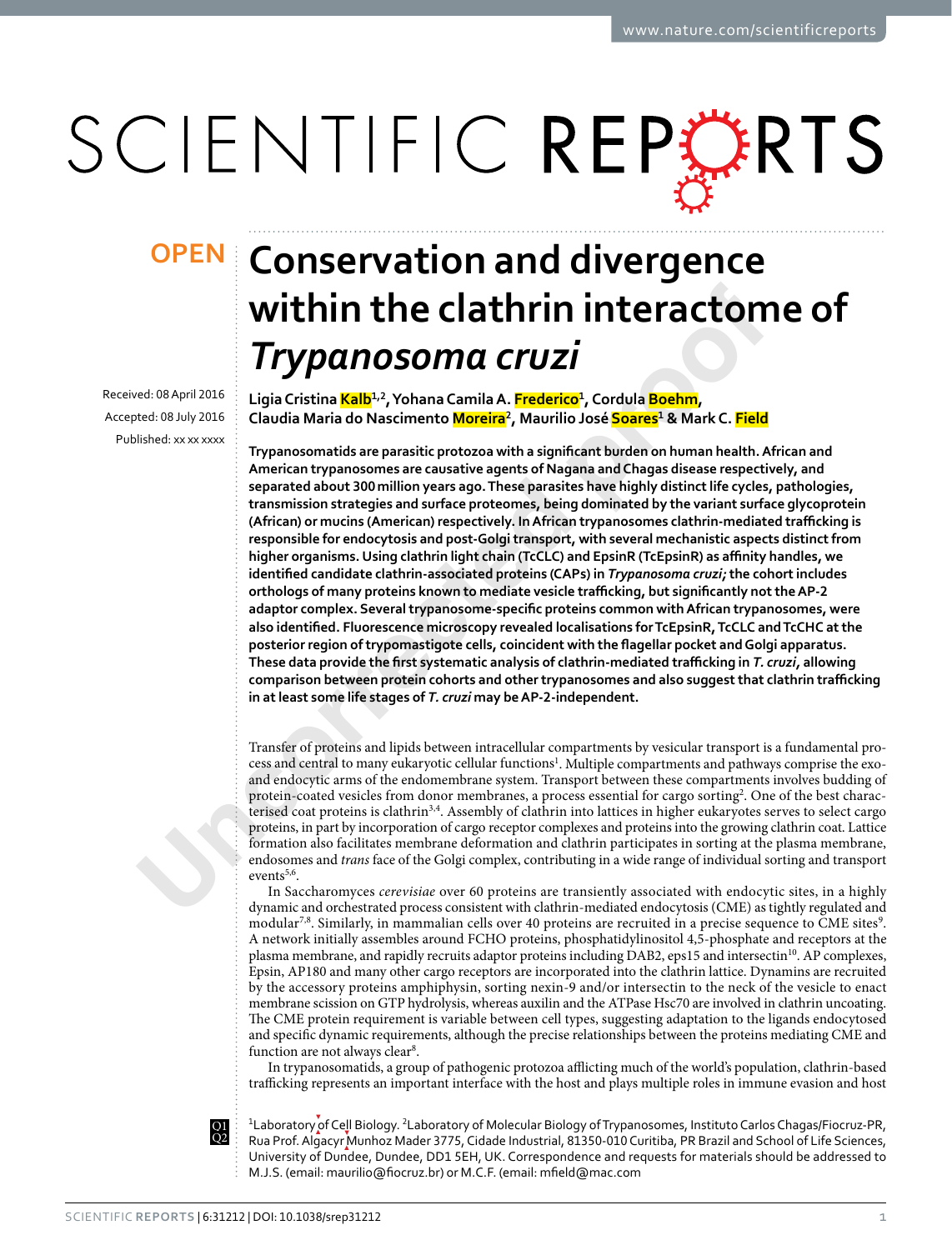# Conservation and divergence within the clathrin interactome of *Trypanosoma cruzi*

**OPEN**

Received: 08 April 2016

Accepted: 08 July 2016

Published: xx xx xxxx

Ligia Cristina Kalb[1,2], Yohana Camila A. Frederico[1], Cordula Boehm, Claudia Maria do Nascimento Moreira[2], Maurilio José Soares[1] & Mark C. Field

**Trypanosomatids are parasitic protozoa with a significant burden on human health. African and American trypanosomes are causative agents of Nagana and Chagas disease respectively, and separated about 300 million years ago. These parasites have highly distinct life cycles, pathologies, transmission strategies and surface proteomes, being dominated by the variant surface glycoprotein (African) or mucins (American) respectively. In African trypanosomes clathrin-mediated trafficking is responsible for endocytosis and post-Golgi transport, with several mechanistic aspects distinct from higher organisms. Using clathrin light chain (TcCLC) and EpsinR (TcEpsinR) as affinity handles, we identified candidate clathrin-associated proteins (CAPs) in *Trypanosoma cruzi;* the cohort includes orthologs of many proteins known to mediate vesicle trafficking, but significantly not the AP-2 adaptor complex. Several trypanosome-specific proteins common with African trypanosomes, were also identified. Fluorescence microscopy revealed localisations for TcEpsinR, TcCLC and TcCHC at the posterior region of trypomastigote cells, coincident with the flagellar pocket and Golgi apparatus. These data provide the first systematic analysis of clathrin-mediated trafficking in *T. cruzi*, allowing comparison between protein cohorts and other trypanosomes and also suggest that clathrin trafficking in at least some life stages of *T. cruzi* may be AP-2-independent.**

Transfer of proteins and lipids between intracellular compartments by vesicular transport is a fundamental process and central to many eukaryotic cellular functions[1]. Multiple compartments and pathways comprise the exo- and endocytic arms of the endomembrane system. Transport between these compartments involves budding of protein-coated vesicles from donor membranes, a process essential for cargo sorting[2]. One of the best characterised coat proteins is clathrin[3,4]. Assembly of clathrin into lattices in higher eukaryotes serves to select cargo proteins, in part by incorporation of cargo receptor complexes and proteins into the growing clathrin coat. Lattice formation also facilitates membrane deformation and clathrin participates in sorting at the plasma membrane, endosomes and *trans* face of the Golgi complex, contributing in a wide range of individual sorting and transport events[5,6].

In Saccharomyces *cerevisiae* over 60 proteins are transiently associated with endocytic sites, in a highly dynamic and orchestrated process consistent with clathrin-mediated endocytosis (CME) as tightly regulated and modular[7,8]. Similarly, in mammalian cells over 40 proteins are recruited in a precise sequence to CME sites[9]. A network initially assembles around FCHO proteins, phosphatidylinositol 4,5-phosphate and receptors at the plasma membrane, and rapidly recruits adaptor proteins including DAB2, eps15 and intersectin[10]. AP complexes, Epsin, AP180 and many other cargo receptors are incorporated into the clathrin lattice. Dynamins are recruited by the accessory proteins amphiphysin, sorting nexin-9 and/or intersectin to the neck of the vesicle to enact membrane scission on GTP hydrolysis, whereas auxilin and the ATPase Hsc70 are involved in clathrin uncoating. The CME protein requirement is variable between cell types, suggesting adaptation to the ligands endocytosed and specific dynamic requirements, although the precise relationships between the proteins mediating CME and function are not always clear[8].

In trypanosomatids, a group of pathogenic protozoa afflicting much of the world's population, clathrin-based trafficking represents an important interface with the host and plays multiple roles in immune evasion and host

[1]Laboratory of Cell Biology. [2]Laboratory of Molecular Biology of Trypanosomes, Instituto Carlos Chagas/Fiocruz-PR, Rua Prof. Algacyr Munhoz Mader 3775, Cidade Industrial, 81350-010 Curitiba, PR Brazil and School of Life Sciences, University of Dundee, Dundee, DD1 5EH, UK. Correspondence and requests for materials should be addressed to M.J.S. (email: maurilio@fiocruz.br) or M.C.F. (email: mfield@mac.com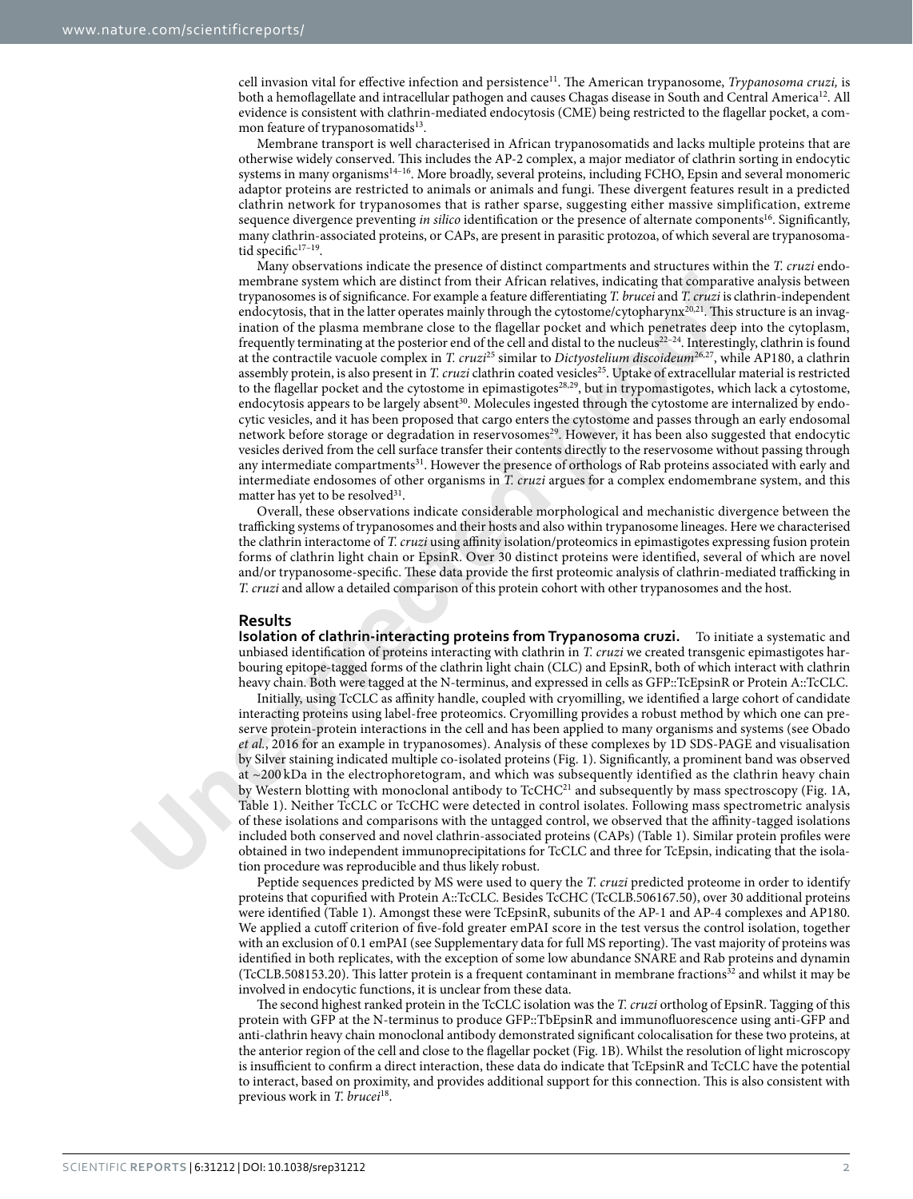cell invasion vital for effective infection and persistence[11]. The American trypanosome, *Trypanosoma cruzi,* is both a hemoflagellate and intracellular pathogen and causes Chagas disease in South and Central America[12]. All evidence is consistent with clathrin-mediated endocytosis (CME) being restricted to the flagellar pocket, a common feature of trypanosomatids[13].

Membrane transport is well characterised in African trypanosomatids and lacks multiple proteins that are otherwise widely conserved. This includes the AP-2 complex, a major mediator of clathrin sorting in endocytic systems in many organisms[14–16]. More broadly, several proteins, including FCHO, Epsin and several monomeric adaptor proteins are restricted to animals or animals and fungi. These divergent features result in a predicted clathrin network for trypanosomes that is rather sparse, suggesting either massive simplification, extreme sequence divergence preventing *in silico* identification or the presence of alternate components[16]. Significantly, many clathrin-associated proteins, or CAPs, are present in parasitic protozoa, of which several are trypanosomatid specific[17–19].

Many observations indicate the presence of distinct compartments and structures within the *T. cruzi* endomembrane system which are distinct from their African relatives, indicating that comparative analysis between trypanosomes is of significance. For example a feature differentiating *T. brucei* and *T. cruzi* is clathrin-independent endocytosis, that in the latter operates mainly through the cytostome/cytopharynx[20,21]. This structure is an invagination of the plasma membrane close to the flagellar pocket and which penetrates deep into the cytoplasm, frequently terminating at the posterior end of the cell and distal to the nucleus[22–24]. Interestingly, clathrin is found at the contractile vacuole complex in *T. cruzi*[25] similar to *Dictyostelium discoideum*[26,27], while AP180, a clathrin assembly protein, is also present in *T. cruzi* clathrin coated vesicles[25]. Uptake of extracellular material is restricted to the flagellar pocket and the cytostome in epimastigotes[28,29], but in trypomastigotes, which lack a cytostome, endocytosis appears to be largely absent[30]. Molecules ingested through the cytostome are internalized by endocytic vesicles, and it has been proposed that cargo enters the cytostome and passes through an early endosomal network before storage or degradation in reservosomes[29]. However, it has been also suggested that endocytic vesicles derived from the cell surface transfer their contents directly to the reservosome without passing through any intermediate compartments[31]. However the presence of orthologs of Rab proteins associated with early and intermediate endosomes of other organisms in *T. cruzi* argues for a complex endomembrane system, and this matter has yet to be resolved[31].

Overall, these observations indicate considerable morphological and mechanistic divergence between the trafficking systems of trypanosomes and their hosts and also within trypanosome lineages. Here we characterised the clathrin interactome of *T. cruzi* using affinity isolation/proteomics in epimastigotes expressing fusion protein forms of clathrin light chain or EpsinR. Over 30 distinct proteins were identified, several of which are novel and/or trypanosome-specific. These data provide the first proteomic analysis of clathrin-mediated trafficking in *T. cruzi* and allow a detailed comparison of this protein cohort with other trypanosomes and the host.

## Results

**Isolation of clathrin-interacting proteins from Trypanosoma cruzi.** To initiate a systematic and unbiased identification of proteins interacting with clathrin in *T. cruzi* we created transgenic epimastigotes harbouring epitope-tagged forms of the clathrin light chain (CLC) and EpsinR, both of which interact with clathrin heavy chain. Both were tagged at the N-terminus, and expressed in cells as GFP::TcEpsinR or Protein A::TcCLC.

Initially, using TcCLC as affinity handle, coupled with cryomilling, we identified a large cohort of candidate interacting proteins using label-free proteomics. Cryomilling provides a robust method by which one can preserve protein-protein interactions in the cell and has been applied to many organisms and systems (see Obado *et al.*, 2016 for an example in trypanosomes). Analysis of these complexes by 1D SDS-PAGE and visualisation by Silver staining indicated multiple co-isolated proteins (Fig. 1). Significantly, a prominent band was observed at ~200 kDa in the electrophoretogram, and which was subsequently identified as the clathrin heavy chain by Western blotting with monoclonal antibody to TcCHC[21] and subsequently by mass spectroscopy (Fig. 1A, Table 1). Neither TcCLC or TcCHC were detected in control isolates. Following mass spectrometric analysis of these isolations and comparisons with the untagged control, we observed that the affinity-tagged isolations included both conserved and novel clathrin-associated proteins (CAPs) (Table 1). Similar protein profiles were obtained in two independent immunoprecipitations for TcCLC and three for TcEpsin, indicating that the isolation procedure was reproducible and thus likely robust.

Peptide sequences predicted by MS were used to query the *T. cruzi* predicted proteome in order to identify proteins that copurified with Protein A::TcCLC. Besides TcCHC (TcCLB.506167.50), over 30 additional proteins were identified (Table 1). Amongst these were TcEpsinR, subunits of the AP-1 and AP-4 complexes and AP180. We applied a cutoff criterion of five-fold greater emPAI score in the test versus the control isolation, together with an exclusion of 0.1 emPAI (see Supplementary data for full MS reporting). The vast majority of proteins was identified in both replicates, with the exception of some low abundance SNARE and Rab proteins and dynamin (TcCLB.508153.20). This latter protein is a frequent contaminant in membrane fractions[32] and whilst it may be involved in endocytic functions, it is unclear from these data.

The second highest ranked protein in the TcCLC isolation was the *T. cruzi* ortholog of EpsinR. Tagging of this protein with GFP at the N-terminus to produce GFP::TbEpsinR and immunofluorescence using anti-GFP and anti-clathrin heavy chain monoclonal antibody demonstrated significant colocalisation for these two proteins, at the anterior region of the cell and close to the flagellar pocket (Fig. 1B). Whilst the resolution of light microscopy is insufficient to confirm a direct interaction, these data do indicate that TcEpsinR and TcCLC have the potential to interact, based on proximity, and provides additional support for this connection. This is also consistent with previous work in *T. brucei*[18].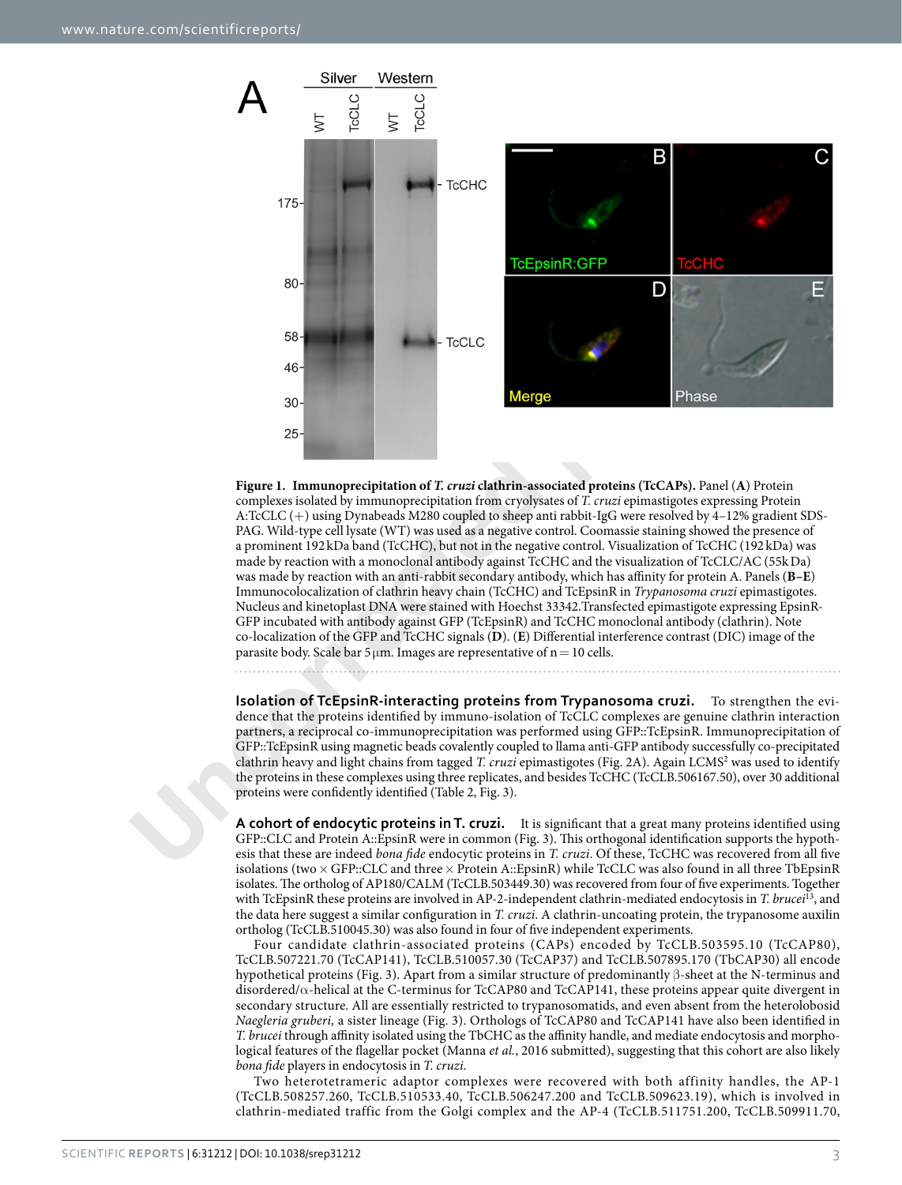**Figure 1. Immunoprecipitation of *T. cruzi* clathrin-associated proteins (TcCAPs).** Panel (**A**) Protein complexes isolated by immunoprecipitation from cryolysates of *T. cruzi* epimastigotes expressing Protein A:TcCLC (+) using Dynabeads M280 coupled to sheep anti rabbit-IgG were resolved by 4–12% gradient SDS-PAGE. Wild-type cell lysate (WT) was used as a negative control. Coomassie staining showed the presence of a prominent 192 kDa band (TcCHC), but not in the negative control. Visualization of TcCHC (192 kDa) was made by reaction with a monoclonal antibody against TcCHC and the visualization of TcCLC/AC (55 kDa) was made by reaction with an anti-rabbit secondary antibody, which has affinity for protein A. Panels (**B–E**) Immunocolocalization of clathrin heavy chain (TcCHC) and TcEpsinR in *Trypanosoma cruzi* epimastigotes. Nucleus and kinetoplast DNA were stained with Hoechst 33342. Transfected epimastigote expressing EpsinR-GFP incubated with antibody against GFP (TcEpsinR) and TcCHC monoclonal antibody (clathrin). Note co-localization of the GFP and TcCHC signals (**D**). (**E**) Differential interference contrast (DIC) image of the parasite body. Scale bar 5 μm. Images are representative of n = 10 cells.

**Isolation of TcEpsinR-interacting proteins from Trypanosoma cruzi.** To strengthen the evidence that the proteins identified by immuno-isolation of TcCLC complexes are genuine clathrin interaction partners, a reciprocal co-immunoprecipitation was performed using GFP::TcEpsinR. Immunoprecipitation of GFP::TcEpsinR using magnetic beads covalently coupled to llama anti-GFP antibody successfully co-precipitated clathrin heavy and light chains from tagged *T. cruzi* epimastigotes (Fig. 2A). Again LCMS[2] was used to identify the proteins in these complexes using three replicates, and besides TcCHC (TcCLB.506167.50), over 30 additional proteins were confidently identified (Table 2, Fig. 3).

**A cohort of endocytic proteins in T. cruzi.** It is significant that a great many proteins identified using GFP::CLC and Protein A::EpsinR were in common (Fig. 3). This orthogonal identification supports the hypothesis that these are indeed *bona fide* endocytic proteins in *T. cruzi*. Of these, TcCHC was recovered from all five isolations (two × GFP::CLC and three × Protein A::EpsinR) while TcCLC was also found in all three TbEpsinR isolates. The ortholog of AP180/CALM (TcCLB.503449.30) was recovered from four of five experiments. Together with TcEpsinR these proteins are involved in AP-2-independent clathrin-mediated endocytosis in *T. brucei*[13], and the data here suggest a similar configuration in *T. cruzi*. A clathrin-uncoating protein, the trypanosome auxilin ortholog (TcCLB.510045.30) was also found in four of five independent experiments.

Four candidate clathrin-associated proteins (CAPs) encoded by TcCLB.503595.10 (TcCAP80), TcCLB.507221.70 (TcCAP141), TcCLB.510057.30 (TcCAP37) and TcCLB.507895.170 (TbCAP30) all encode hypothetical proteins (Fig. 3). Apart from a similar structure of predominantly β-sheet at the N-terminus and disordered/α-helical at the C-terminus for TcCAP80 and TcCAP141, these proteins appear quite divergent in secondary structure. All are essentially restricted to trypanosomatids, and even absent from the heterolobosid *Naegleria gruberi,* a sister lineage (Fig. 3). Orthologs of TcCAP80 and TcCAP141 have also been identified in *T. brucei* through affinity isolated using the TbCHC as the affinity handle, and mediate endocytosis and morphological features of the flagellar pocket (Manna *et al.*, 2016 submitted), suggesting that this cohort are also likely *bona fide* players in endocytosis in *T. cruzi*.

Two heterotetrameric adaptor complexes were recovered with both affinity handles, the AP-1 (TcCLB.508257.260, TcCLB.510533.40, TcCLB.506247.200 and TcCLB.509623.19), which is involved in clathrin-mediated traffic from the Golgi complex and the AP-4 (TcCLB.511751.200, TcCLB.509911.70,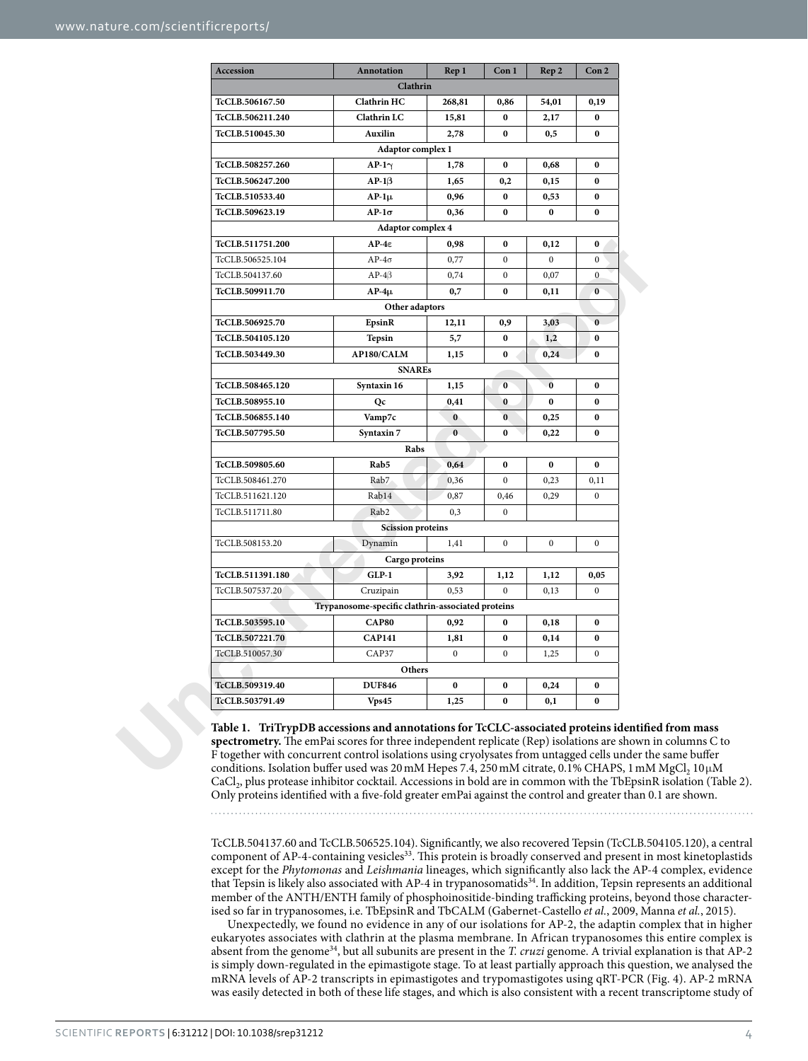| Accession | Annotation | Rep 1 | Con 1 | Rep 2 | Con 2 |
|---|---|---|---|---|---|
| **Clathrin** | | | | | |
| **TcCLB.506167.50** | **Clathrin HC** | **268,81** | **0,86** | **54,01** | **0,19** |
| **TcCLB.506211.240** | **Clathrin LC** | **15,81** | **0** | **2,17** | **0** |
| **TcCLB.510045.30** | **Auxilin** | **2,78** | **0** | **0,5** | **0** |
| **Adaptor complex 1** | | | | | |
| **TcCLB.508257.260** | **AP-1γ** | **1,78** | **0** | **0,68** | **0** |
| **TcCLB.506247.200** | **AP-1β** | **1,65** | **0,2** | **0,15** | **0** |
| **TcCLB.510533.40** | **AP-1μ** | **0,96** | **0** | **0,53** | **0** |
| **TcCLB.509623.19** | **AP-1σ** | **0,36** | **0** | **0** | **0** |
| **Adaptor complex 4** | | | | | |
| **TcCLB.511751.200** | **AP-4ε** | **0,98** | **0** | **0,12** | **0** |
| TcCLB.506525.104 | AP-4σ | 0,77 | 0 | 0 | 0 |
| TcCLB.504137.60 | AP-4β | 0,74 | 0 | 0,07 | 0 |
| **TcCLB.509911.70** | **AP-4μ** | **0,7** | **0** | **0,11** | **0** |
| **Other adaptors** | | | | | |
| **TcCLB.506925.70** | **EpsinR** | **12,11** | **0,9** | **3,03** | **0** |
| **TcCLB.504105.120** | **Tepsin** | **5,7** | **0** | **1,2** | **0** |
| **TcCLB.503449.30** | **AP180/CALM** | **1,15** | **0** | **0,24** | **0** |
| **SNAREs** | | | | | |
| **TcCLB.508465.120** | **Syntaxin 16** | **1,15** | **0** | **0** | **0** |
| **TcCLB.508955.10** | **Qc** | **0,41** | **0** | **0** | **0** |
| **TcCLB.506855.140** | **Vamp7c** | **0** | **0** | **0,25** | **0** |
| **TcCLB.507795.50** | **Syntaxin 7** | **0** | **0** | **0,22** | **0** |
| **Rabs** | | | | | |
| **TcCLB.509805.60** | **Rab5** | **0,64** | **0** | **0** | **0** |
| TcCLB.508461.270 | Rab7 | 0,36 | 0 | 0,23 | 0,11 |
| TcCLB.511621.120 | Rab14 | 0,87 | 0,46 | 0,29 | 0 |
| TcCLB.511711.80 | Rab2 | 0,3 | 0 | | |
| **Scission proteins** | | | | | |
| TcCLB.508153.20 | Dynamin | 1,41 | 0 | 0 | 0 |
| **Cargo proteins** | | | | | |
| **TcCLB.511391.180** | **GLP-1** | **3,92** | **1,12** | **1,12** | **0,05** |
| TcCLB.507537.20 | Cruzipain | 0,53 | 0 | 0,13 | 0 |
| **Trypanosome-specific clathrin-associated proteins** | | | | | |
| **TcCLB.503595.10** | **CAP80** | **0,92** | **0** | **0,18** | **0** |
| **TcCLB.507221.70** | **CAP141** | **1,81** | **0** | **0,14** | **0** |
| TcCLB.510057.30 | CAP37 | 0 | 0 | 1,25 | 0 |
| **Others** | | | | | |
| **TcCLB.509319.40** | **DUF846** | **0** | **0** | **0,24** | **0** |
| **TcCLB.503791.49** | **Vps45** | **1,25** | **0** | **0,1** | **0** |

**Table 1. TriTrypDB accessions and annotations for TcCLC-associated proteins identified from mass spectrometry.** The emPai scores for three independent replicate (Rep) isolations are shown in columns C to F together with concurrent control isolations using cryolysates from untagged cells under the same buffer conditions. Isolation buffer used was 20 mM Hepes 7.4, 250 mM citrate, 0.1% CHAPS, 1 mM $MgCl_2$ 10 μM $CaCl_2$, plus protease inhibitor cocktail. Accessions in bold are in common with the TbEpsinR isolation (Table 2). Only proteins identified with a five-fold greater emPai against the control and greater than 0.1 are shown.

TcCLB.504137.60 and TcCLB.506525.104). Significantly, we also recovered Tepsin (TcCLB.504105.120), a central component of AP-4-containing vesicles[33]. This protein is broadly conserved and present in most kinetoplastids except for the *Phytomonas* and *Leishmania* lineages, which significantly also lack the AP-4 complex, evidence that Tepsin is likely also associated with AP-4 in trypanosomatids[34]. In addition, Tepsin represents an additional member of the ANTH/ENTH family of phosphoinositide-binding trafficking proteins, beyond those characterised so far in trypanosomes, i.e. TbEpsinR and TbCALM (Gabernet-Castello *et al.*, 2009, Manna *et al.*, 2015).

Unexpectedly, we found no evidence in any of our isolations for AP-2, the adaptin complex that in higher eukaryotes associates with clathrin at the plasma membrane. In African trypanosomes this entire complex is absent from the genome[34], but all subunits are present in the *T. cruzi* genome. A trivial explanation is that AP-2 is simply down-regulated in the epimastigote stage. To at least partially approach this question, we analysed the mRNA levels of AP-2 transcripts in epimastigotes and trypomastigotes using qRT-PCR (Fig. 4). AP-2 mRNA was easily detected in both of these life stages, and which is also consistent with a recent transcriptome study of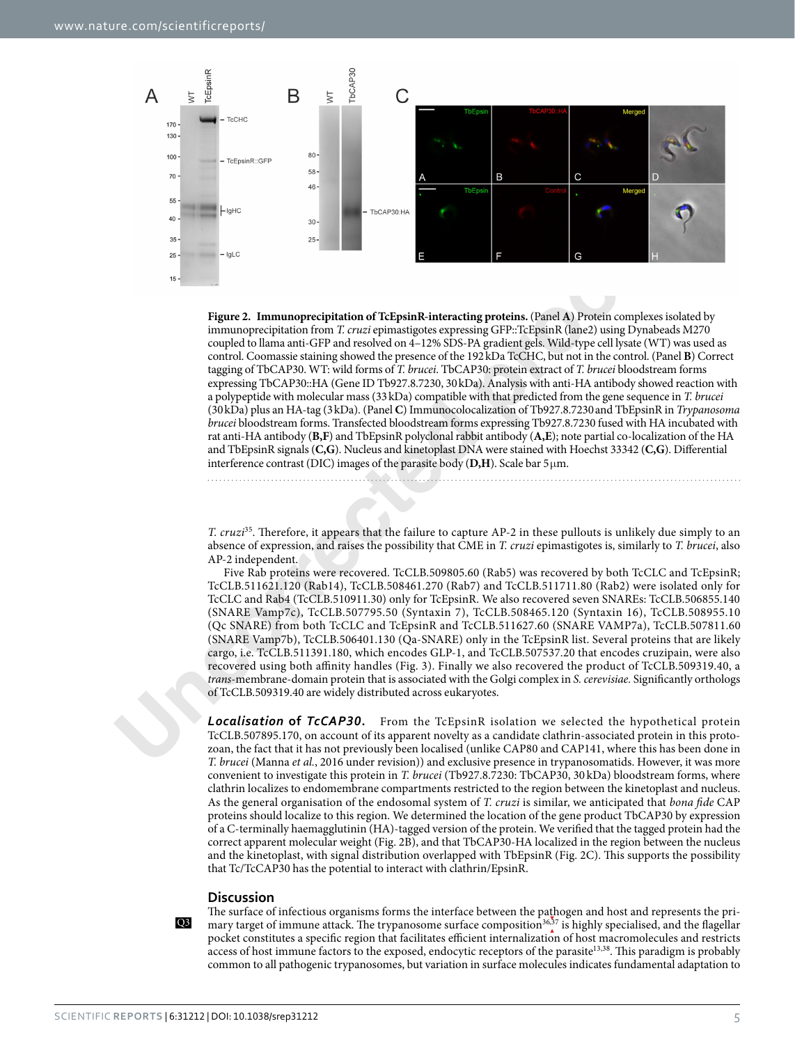**Figure 2. Immunoprecipitation of TcEpsinR-interacting proteins.** (Panel **A**) Protein complexes isolated by immunoprecipitation from *T. cruzi* epimastigotes expressing GFP::TcEpsinR (lane2) using Dynabeads M270 coupled to llama anti-GFP and resolved on 4–12% SDS-PA gradient gels. Wild-type cell lysate (WT) was used as control. Coomassie staining showed the presence of the 192 kDa TcCHC, but not in the control. (Panel **B**) Correct tagging of TbCAP30. WT: wild forms of *T. brucei*. TbCAP30: protein extract of *T. brucei* bloodstream forms expressing TbCAP30::HA (Gene ID Tb927.8.7230, 30 kDa). Analysis with anti-HA antibody showed reaction with a polypeptide with molecular mass (33 kDa) compatible with that predicted from the gene sequence in *T. brucei* (30 kDa) plus an HA-tag (3 kDa). (Panel **C**) Immunocolocalization of Tb927.8.7230 and TbEpsinR in *Trypanosoma brucei* bloodstream forms. Transfected bloodstream forms expressing Tb927.8.7230 fused with HA incubated with rat anti-HA antibody (**B,F**) and TbEpsinR polyclonal rabbit antibody (**A,E**); note partial co-localization of the HA and TbEpsinR signals (**C,G**). Nucleus and kinetoplast DNA were stained with Hoechst 33342 (**C,G**). Differential interference contrast (DIC) images of the parasite body (**D,H**). Scale bar 5 μm.

*T. cruzi*[35]. Therefore, it appears that the failure to capture AP-2 in these pullouts is unlikely due simply to an absence of expression, and raises the possibility that CME in *T. cruzi* epimastigotes is, similarly to *T. brucei*, also AP-2 independent.

Five Rab proteins were recovered. TcCLB.509805.60 (Rab5) was recovered by both TcCLC and TcEpsinR; TcCLB.511621.120 (Rab14), TcCLB.508461.270 (Rab7) and TcCLB.511711.80 (Rab2) were isolated only for TcCLC and Rab4 (TcCLB.510911.30) only for TcEpsinR. We also recovered seven SNAREs: TcCLB.506855.140 (SNARE Vamp7c), TcCLB.507795.50 (Syntaxin 7), TcCLB.508465.120 (Syntaxin 16), TcCLB.508955.10 (Qc SNARE) from both TcCLC and TcEpsinR and TcCLB.511627.60 (SNARE VAMP7a), TcCLB.507811.60 (SNARE Vamp7b), TcCLB.506401.130 (Qa-SNARE) only in the TcEpsinR list. Several proteins that are likely cargo, i.e. TcCLB.511391.180, which encodes GLP-1, and TcCLB.507537.20 that encodes cruzipain, were also recovered using both affinity handles (Fig. 3). Finally we also recovered the product of TcCLB.509319.40, a *trans*-membrane-domain protein that is associated with the Golgi complex in *S. cerevisiae*. Significantly orthologs of TcCLB.509319.40 are widely distributed across eukaryotes.

***Localisation of TcCAP30.*** From the TcEpsinR isolation we selected the hypothetical protein TcCLB.507895.170, on account of its apparent novelty as a candidate clathrin-associated protein in this protozoan, the fact that it has not previously been localised (unlike CAP80 and CAP141, where this has been done in *T. brucei* (Manna *et al.*, 2016 under revision)) and exclusive presence in trypanosomatids. However, it was more convenient to investigate this protein in *T. brucei* (Tb927.8.7230: TbCAP30, 30 kDa) bloodstream forms, where clathrin localizes to endomembrane compartments restricted to the region between the kinetoplast and nucleus. As the general organisation of the endosomal system of *T. cruzi* is similar, we anticipated that *bona fide* CAP proteins should localize to this region. We determined the location of the gene product TbCAP30 by expression of a C-terminally haemagglutinin (HA)-tagged version of the protein. We verified that the tagged protein had the correct apparent molecular weight (Fig. 2B), and that TbCAP30-HA localized in the region between the nucleus and the kinetoplast, with signal distribution overlapped with TbEpsinR (Fig. 2C). This supports the possibility that Tc/TcCAP30 has the potential to interact with clathrin/EpsinR.

## Discussion

The surface of infectious organisms forms the interface between the pathogen and host and represents the primary target of immune attack. The trypanosome surface composition[36,37] is highly specialised, and the flagellar pocket constitutes a specific region that facilitates efficient internalization of host macromolecules and restricts access of host immune factors to the exposed, endocytic receptors of the parasite[13,38]. This paradigm is probably common to all pathogenic trypanosomes, but variation in surface molecules indicates fundamental adaptation to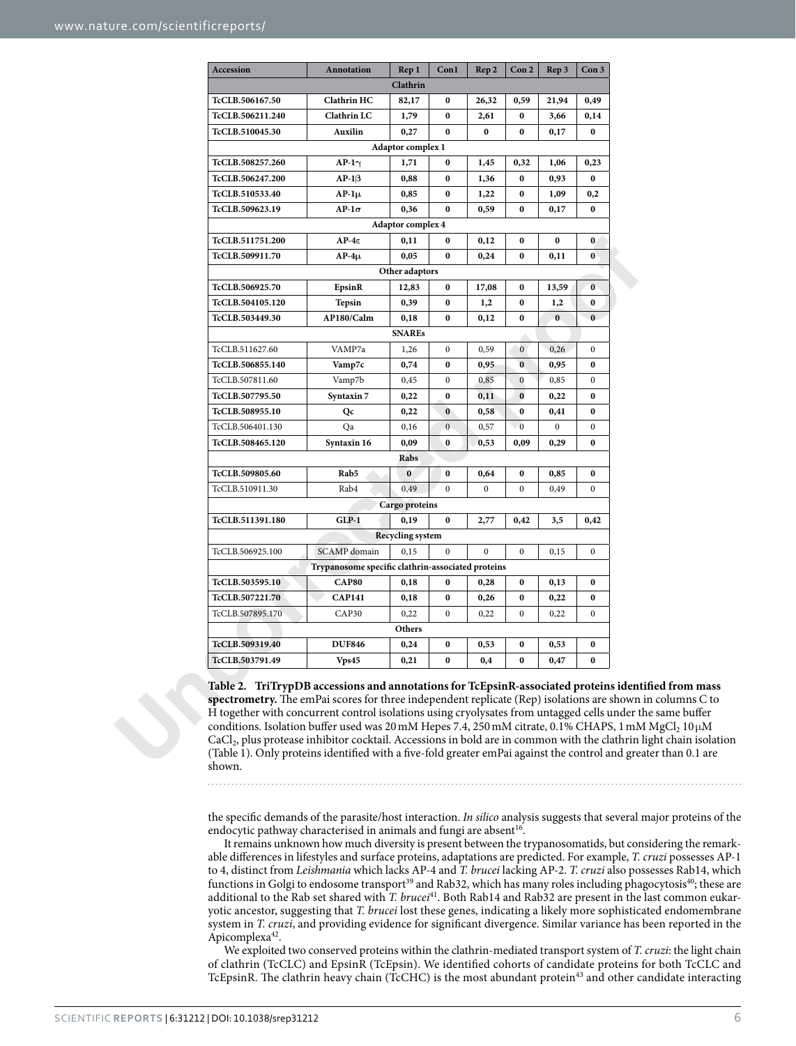| Accession | Annotation | Rep 1 | Con1 | Rep 2 | Con 2 | Rep 3 | Con 3 |
|---|---|---|---|---|---|---|---|
| **Clathrin** | | | | | | | |
| **TcCLB.506167.50** | **Clathrin HC** | **82,17** | **0** | **26,32** | **0,59** | **21,94** | **0,49** |
| **TcCLB.506211.240** | **Clathrin LC** | **1,79** | **0** | **2,61** | **0** | **3,66** | **0,14** |
| **TcCLB.510045.30** | **Auxilin** | **0,27** | **0** | **0** | **0** | **0,17** | **0** |
| **Adaptor complex 1** | | | | | | | |
| **TcCLB.508257.260** | **AP-1γ** | **1,71** | **0** | **1,45** | **0,32** | **1,06** | **0,23** |
| **TcCLB.506247.200** | **AP-1β** | **0,88** | **0** | **1,36** | **0** | **0,93** | **0** |
| **TcCLB.510533.40** | **AP-1μ** | **0,85** | **0** | **1,22** | **0** | **1,09** | **0,2** |
| **TcCLB.509623.19** | **AP-1σ** | **0,36** | **0** | **0,59** | **0** | **0,17** | **0** |
| **Adaptor complex 4** | | | | | | | |
| **TcCLB.511751.200** | **AP-4ε** | **0,11** | **0** | **0,12** | **0** | **0** | **0** |
| **TcCLB.509911.70** | **AP-4μ** | **0,05** | **0** | **0,24** | **0** | **0,11** | **0** |
| **Other adaptors** | | | | | | | |
| **TcCLB.506925.70** | **EpsinR** | **12,83** | **0** | **17,08** | **0** | **13,59** | **0** |
| **TcCLB.504105.120** | **Tepsin** | **0,39** | **0** | **1,2** | **0** | **1,2** | **0** |
| **TcCLB.503449.30** | **AP180/Calm** | **0,18** | **0** | **0,12** | **0** | **0** | **0** |
| **SNAREs** | | | | | | | |
| TcCLB.511627.60 | VAMP7a | 1,26 | 0 | 0,59 | 0 | 0,26 | 0 |
| **TcCLB.506855.140** | **Vamp7c** | **0,74** | **0** | **0,95** | **0** | **0,95** | **0** |
| TcCLB.507811.60 | Vamp7b | 0,45 | 0 | 0,85 | 0 | 0,85 | 0 |
| **TcCLB.507795.50** | **Syntaxin 7** | **0,22** | **0** | **0,11** | **0** | **0,22** | **0** |
| **TcCLB.508955.10** | **Qc** | **0,22** | **0** | **0,58** | **0** | **0,41** | **0** |
| TcCLB.506401.130 | Qa | 0,16 | 0 | 0,57 | 0 | 0 | 0 |
| **TcCLB.508465.120** | **Syntaxin 16** | **0,09** | **0** | **0,53** | **0,09** | **0,29** | **0** |
| **Rabs** | | | | | | | |
| **TcCLB.509805.60** | **Rab5** | **0** | **0** | **0,64** | **0** | **0,85** | **0** |
| TcCLB.510911.30 | Rab4 | 0,49 | 0 | 0 | 0 | 0,49 | 0 |
| **Cargo proteins** | | | | | | | |
| **TcCLB.511391.180** | **GLP-1** | **0,19** | **0** | **2,77** | **0,42** | **3,5** | **0,42** |
| **Recycling system** | | | | | | | |
| TcCLB.506925.100 | SCAMP domain | 0,15 | 0 | 0 | 0 | 0,15 | 0 |
| **Trypanosome specific clathrin-associated proteins** | | | | | | | |
| **TcCLB.503595.10** | **CAP80** | **0,18** | **0** | **0,28** | **0** | **0,13** | **0** |
| **TcCLB.507221.70** | **CAP141** | **0,18** | **0** | **0,26** | **0** | **0,22** | **0** |
| TcCLB.507895.170 | CAP30 | 0,22 | 0 | 0,22 | 0 | 0,22 | 0 |
| **Others** | | | | | | | |
| **TcCLB.509319.40** | **DUF846** | **0,24** | **0** | **0,53** | **0** | **0,53** | **0** |
| **TcCLB.503791.49** | **Vps45** | **0,21** | **0** | **0,4** | **0** | **0,47** | **0** |

**Table 2. TriTrypDB accessions and annotations for TcEpsinR-associated proteins identified from mass spectrometry.** The emPai scores for three independent replicate (Rep) isolations are shown in columns C to H together with concurrent control isolations using cryolysates from untagged cells under the same buffer conditions. Isolation buffer used was 20 mM Hepes 7.4, 250 mM citrate, 0.1% CHAPS, 1 mM $MgCl_2$ 10 μM $CaCl_2$, plus protease inhibitor cocktail. Accessions in bold are in common with the clathrin light chain isolation (Table 1). Only proteins identified with a five-fold greater emPai against the control and greater than 0.1 are shown.

the specific demands of the parasite/host interaction. *In silico* analysis suggests that several major proteins of the endocytic pathway characterised in animals and fungi are absent[16].

It remains unknown how much diversity is present between the trypanosomatids, but considering the remarkable differences in lifestyles and surface proteins, adaptations are predicted. For example, *T. cruzi* possesses AP-1 to 4, distinct from *Leishmania* which lacks AP-4 and *T. brucei* lacking AP-2. *T. cruzi* also possesses Rab14, which functions in Golgi to endosome transport[39] and Rab32, which has many roles including phagocytosis[40]; these are additional to the Rab set shared with *T. brucei*[41]. Both Rab14 and Rab32 are present in the last common eukaryotic ancestor, suggesting that *T. brucei* lost these genes, indicating a likely more sophisticated endomembrane system in *T. cruzi*, and providing evidence for significant divergence. Similar variance has been reported in the Apicomplexa[42].

We exploited two conserved proteins within the clathrin-mediated transport system of *T. cruzi*: the light chain of clathrin (TcCLC) and EpsinR (TcEpsin). We identified cohorts of candidate proteins for both TcCLC and TcEpsinR. The clathrin heavy chain (TcCHC) is the most abundant protein[43] and other candidate interacting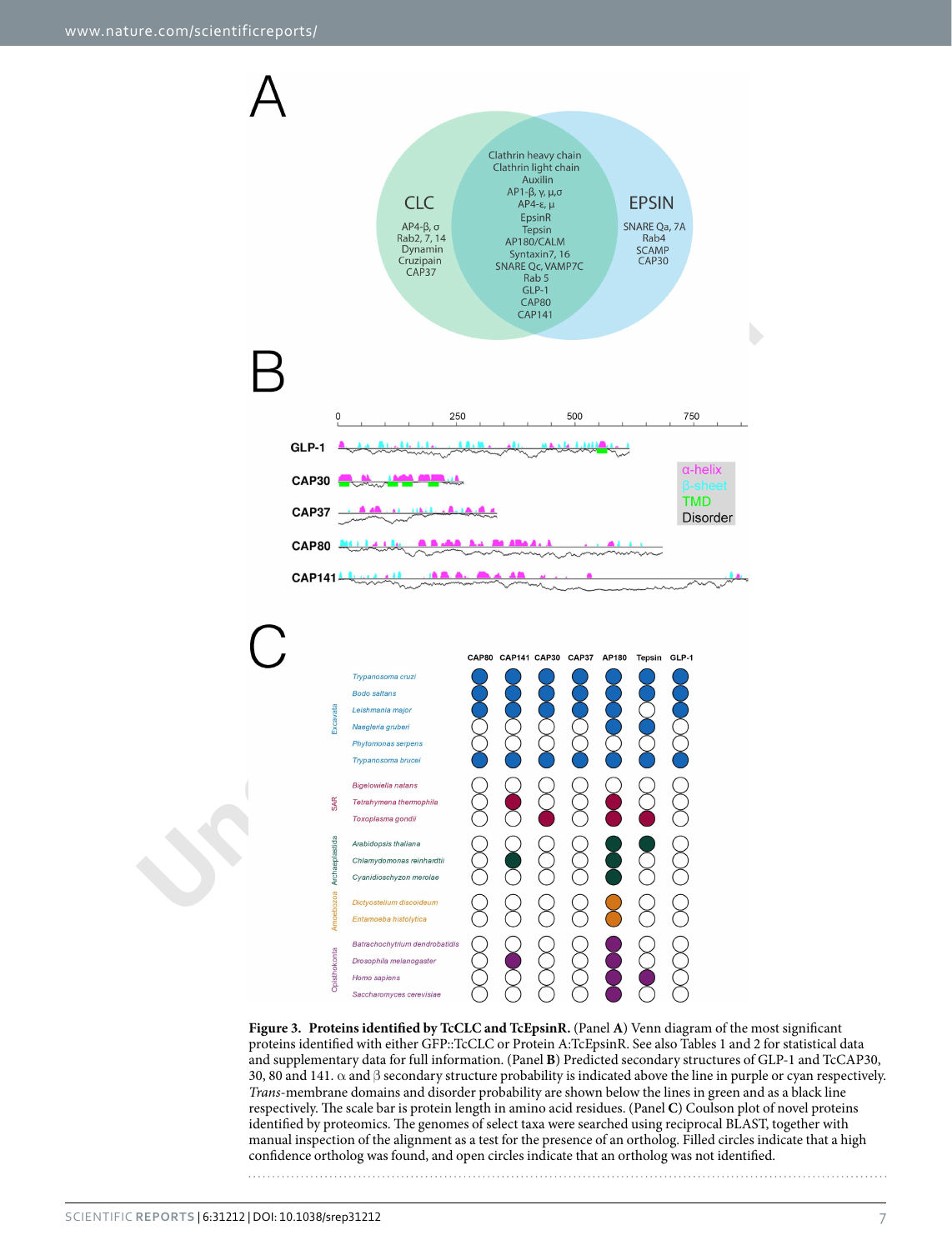**Figure 3. Proteins identified by TcCLC and TcEpsinR.** (Panel **A**) Venn diagram of the most significant proteins identified with either GFP::TcCLC or Protein A:TcEpsinR. See also Tables 1 and 2 for statistical data and supplementary data for full information. (Panel **B**) Predicted secondary structures of GLP-1 and TcCAP30, 30, 80 and 141. α and β secondary structure probability is indicated above the line in purple or cyan respectively. *Trans*-membrane domains and disorder probability are shown below the lines in green and as a black line respectively. The scale bar is protein length in amino acid residues. (Panel **C**) Coulson plot of novel proteins identified by proteomics. The genomes of select taxa were searched using reciprocal BLAST, together with manual inspection of the alignment as a test for the presence of an ortholog. Filled circles indicate that a high confidence ortholog was found, and open circles indicate that an ortholog was not identified.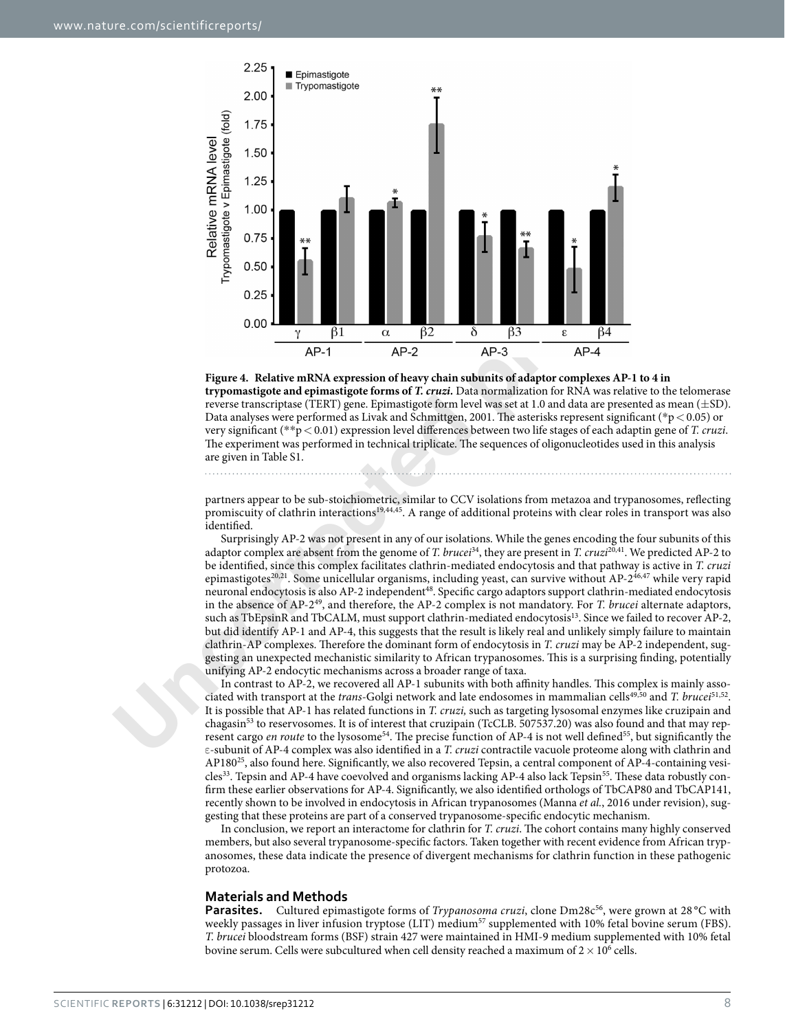**Figure 4. Relative mRNA expression of heavy chain subunits of adaptor complexes AP-1 to 4 in trypomastigote and epimastigote forms of *T. cruzi*.** Data normalization for RNA was relative to the telomerase reverse transcriptase (TERT) gene. Epimastigote form level was set at 1.0 and data are presented as mean (±SD). Data analyses were performed as Livak and Schmittgen, 2001. The asterisks represent significant (*$p < 0.05$) or very significant (**$p < 0.01$) expression level differences between two life stages of each adaptin gene of *T. cruzi*. The experiment was performed in technical triplicate. The sequences of oligonucleotides used in this analysis are given in Table S1.

partners appear to be sub-stoichiometric, similar to CCV isolations from metazoa and trypanosomes, reflecting promiscuity of clathrin interactions[19,44,45]. A range of additional proteins with clear roles in transport was also identified.

Surprisingly AP-2 was not present in any of our isolations. While the genes encoding the four subunits of this adaptor complex are absent from the genome of *T. brucei*[34], they are present in *T. cruzi*[20,41]. We predicted AP-2 to be identified, since this complex facilitates clathrin-mediated endocytosis and that pathway is active in *T. cruzi* epimastigotes[20,21]. Some unicellular organisms, including yeast, can survive without AP-2[46,47] while very rapid neuronal endocytosis is also AP-2 independent[48]. Specific cargo adaptors support clathrin-mediated endocytosis in the absence of AP-2[49], and therefore, the AP-2 complex is not mandatory. For *T. brucei* alternate adaptors, such as TbEpsinR and TbCALM, must support clathrin-mediated endocytosis[13]. Since we failed to recover AP-2, but did identify AP-1 and AP-4, this suggests that the result is likely real and unlikely simply failure to maintain clathrin-AP complexes. Therefore the dominant form of endocytosis in *T. cruzi* may be AP-2 independent, suggesting an unexpected mechanistic similarity to African trypanosomes. This is a surprising finding, potentially unifying AP-2 endocytic mechanisms across a broader range of taxa.

In contrast to AP-2, we recovered all AP-1 subunits with both affinity handles. This complex is mainly associated with transport at the *trans*-Golgi network and late endosomes in mammalian cells[49,50] and *T. brucei*[51,52]. It is possible that AP-1 has related functions in *T. cruzi,* such as targeting lysosomal enzymes like cruzipain and chagasin[53] to reservosomes. It is of interest that cruzipain (TcCLB. 507537.20) was also found and that may represent cargo *en route* to the lysosome[54]. The precise function of AP-4 is not well defined[55], but significantly the ε-subunit of AP-4 complex was also identified in a *T. cruzi* contractile vacuole proteome along with clathrin and AP180[25], also found here. Significantly, we also recovered Tepsin, a central component of AP-4-containing vesicles[33]. Tepsin and AP-4 have coevolved and organisms lacking AP-4 also lack Tepsin[55]. These data robustly confirm these earlier observations for AP-4. Significantly, we also identified orthologs of TbCAP80 and TbCAP141, recently shown to be involved in endocytosis in African trypanosomes (Manna *et al.*, 2016 under revision), suggesting that these proteins are part of a conserved trypanosome-specific endocytic mechanism.

In conclusion, we report an interactome for clathrin for *T. cruzi*. The cohort contains many highly conserved members, but also several trypanosome-specific factors. Taken together with recent evidence from African trypanosomes, these data indicate the presence of divergent mechanisms for clathrin function in these pathogenic protozoa.

## Materials and Methods

**Parasites.** Cultured epimastigote forms of *Trypanosoma cruzi*, clone Dm28c[56], were grown at 28 °C with weekly passages in liver infusion tryptose (LIT) medium[57] supplemented with 10% fetal bovine serum (FBS). *T. brucei* bloodstream forms (BSF) strain 427 were maintained in HMI-9 medium supplemented with 10% fetal bovine serum. Cells were subcultured when cell density reached a maximum of $2 \times 10^6$ cells.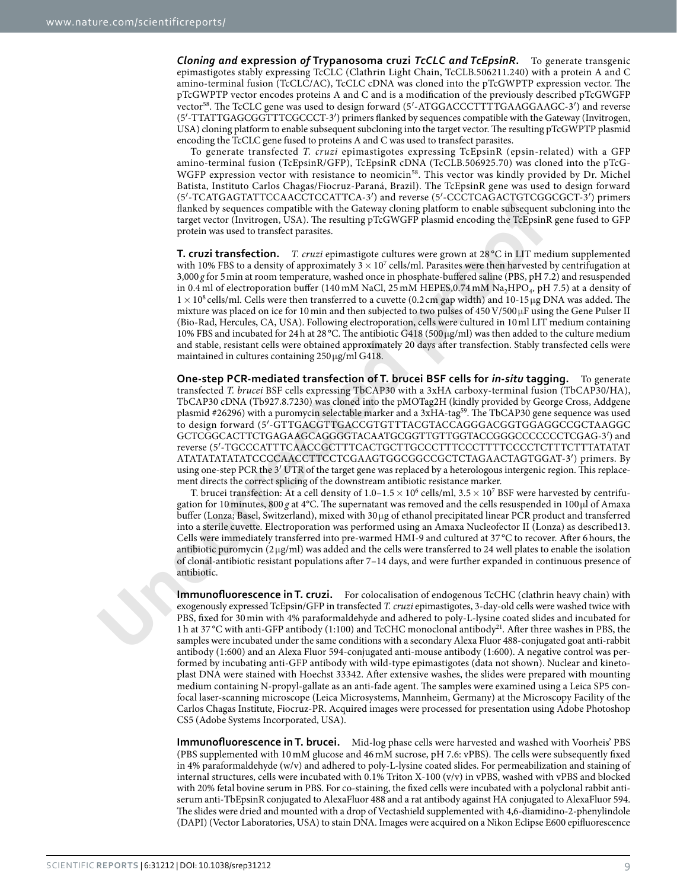**_Cloning and_ expression _of_ Trypanosoma cruzi _TcCLC and TcEpsinR_.** To generate transgenic epimastigotes stably expressing TcCLC (Clathrin Light Chain, TcCLB.506211.240) with a protein A and C amino-terminal fusion (TcCLC/AC), TcCLC cDNA was cloned into the pTcGWPTP expression vector. The pTcGWPTP vector encodes proteins A and C and is a modification of the previously described pTcGWGFP vector[58]. The TcCLC gene was used to design forward (5′-ATGGACCCTTTTGAAGGAAGC-3′) and reverse (5′-TTATTGAGCGGTTTCGCCCT-3′) primers flanked by sequences compatible with the Gateway (Invitrogen, USA) cloning platform to enable subsequent subcloning into the target vector. The resulting pTcGWPTP plasmid encoding the TcCLC gene fused to proteins A and C was used to transfect parasites.

To generate transfected *T. cruzi* epimastigotes expressing TcEpsinR (epsin-related) with a GFP amino-terminal fusion (TcEpsinR/GFP), TcEpsinR cDNA (TcCLB.506925.70) was cloned into the pTcGWGFP expression vector with resistance to neomicin[58]. This vector was kindly provided by Dr. Michel Batista, Instituto Carlos Chagas/Fiocruz-Paraná, Brazil). The TcEpsinR gene was used to design forward (5′-TCATGAGTATTCCAACCTCCATTCA-3′) and reverse (5′-CCCTCAGACTGTCGGCGCT-3′) primers flanked by sequences compatible with the Gateway cloning platform to enable subsequent subcloning into the target vector (Invitrogen, USA). The resulting pTcGWGFP plasmid encoding the TcEpsinR gene fused to GFP protein was used to transfect parasites.

**T. cruzi transfection.** *T. cruzi* epimastigote cultures were grown at 28 °C in LIT medium supplemented with 10% FBS to a density of approximately $3 \times 10^7$ cells/ml. Parasites were then harvested by centrifugation at 3,000 *g* for 5 min at room temperature, washed once in phosphate-buffered saline (PBS, pH 7.2) and resuspended in 0.4 ml of electroporation buffer (140 mM NaCl, 25 mM HEPES,0.74 mM $Na_2HPO_4$, pH 7.5) at a density of $1 \times 10^8$ cells/ml. Cells were then transferred to a cuvette (0.2 cm gap width) and 10-15 μg DNA was added. The mixture was placed on ice for 10 min and then subjected to two pulses of 450 V/500 μF using the Gene Pulser II (Bio-Rad, Hercules, CA, USA). Following electroporation, cells were cultured in 10 ml LIT medium containing 10% FBS and incubated for 24 h at 28 °C. The antibiotic G418 (500 μg/ml) was then added to the culture medium and stable, resistant cells were obtained approximately 20 days after transfection. Stably transfected cells were maintained in cultures containing 250 μg/ml G418.

**One-step PCR-mediated transfection of T. brucei BSF cells for _in-situ_ tagging.** To generate transfected *T. brucei* BSF cells expressing TbCAP30 with a 3xHA carboxy-terminal fusion (TbCAP30/HA), TbCAP30 cDNA (Tb927.8.7230) was cloned into the pMOTag2H (kindly provided by George Cross, Addgene plasmid #26296) with a puromycin selectable marker and a 3xHA-tag[59]. The TbCAP30 gene sequence was used to design forward (5′-GTTGACGTTGACCGTGTTTACGTACCAGGGACGGTGGAGGCCGCTAAGGC GCTCGGCACTTCTGAGAAGCAGGGGTACAATGCGGTTGTTGGTACCGGGCCCCCCCTCGAG-3′) and reverse (5′-TGCCCATTTCAACCGCTTTCACTGCTTGCCCTTTCCCTTTTCCCCTCTTTCTTTATATAT ATATATATATATCCCCAACCTTCCTCGAAGTGGCGGCCGCTCTAGAACTAGTGGAT-3′) primers. By using one-step PCR the 3′ UTR of the target gene was replaced by a heterologous intergenic region. This replacement directs the correct splicing of the downstream antibiotic resistance marker.

T. brucei transfection: At a cell density of $1.0–1.5 \times 10^6$ cells/ml, $3.5 \times 10^7$ BSF were harvested by centrifugation for 10 minutes, 800 *g* at 4°C. The supernatant was removed and the cells resuspended in 100 μl of Amaxa buffer (Lonza; Basel, Switzerland), mixed with 30 μg of ethanol precipitated linear PCR product and transferred into a sterile cuvette. Electroporation was performed using an Amaxa Nucleofector II (Lonza) as described13. Cells were immediately transferred into pre-warmed HMI-9 and cultured at 37 °C to recover. After 6 hours, the antibiotic puromycin (2 μg/ml) was added and the cells were transferred to 24 well plates to enable the isolation of clonal-antibiotic resistant populations after 7–14 days, and were further expanded in continuous presence of antibiotic.

**Immunofluorescence in T. cruzi.** For colocalisation of endogenous TcCHC (clathrin heavy chain) with exogenously expressed TcEpsin/GFP in transfected *T. cruzi* epimastigotes, 3-day-old cells were washed twice with PBS, fixed for 30 min with 4% paraformaldehyde and adhered to poly-L-lysine coated slides and incubated for 1 h at 37 °C with anti-GFP antibody (1:100) and TcCHC monoclonal antibody[21]. After three washes in PBS, the samples were incubated under the same conditions with a secondary Alexa Fluor 488-conjugated goat anti-rabbit antibody (1:600) and an Alexa Fluor 594-conjugated anti-mouse antibody (1:600). A negative control was performed by incubating anti-GFP antibody with wild-type epimastigotes (data not shown). Nuclear and kinetoplast DNA were stained with Hoechst 33342. After extensive washes, the slides were prepared with mounting medium containing N-propyl-gallate as an anti-fade agent. The samples were examined using a Leica SP5 confocal laser-scanning microscope (Leica Microsystems, Mannheim, Germany) at the Microscopy Facility of the Carlos Chagas Institute, Fiocruz-PR. Acquired images were processed for presentation using Adobe Photoshop CS5 (Adobe Systems Incorporated, USA).

**Immunofluorescence in T. brucei.** Mid-log phase cells were harvested and washed with Voorheis' PBS (PBS supplemented with 10 mM glucose and 46 mM sucrose, pH 7.6: vPBS). The cells were subsequently fixed in 4% paraformaldehyde (w/v) and adhered to poly-L-lysine coated slides. For permeabilization and staining of internal structures, cells were incubated with 0.1% Triton X-100 (v/v) in vPBS, washed with vPBS and blocked with 20% fetal bovine serum in PBS. For co-staining, the fixed cells were incubated with a polyclonal rabbit antiserum anti-TbEpsinR conjugated to AlexaFluor 488 and a rat antibody against HA conjugated to AlexaFluor 594. The slides were dried and mounted with a drop of Vectashield supplemented with 4,6-diamidino-2-phenylindole (DAPI) (Vector Laboratories, USA) to stain DNA. Images were acquired on a Nikon Eclipse E600 epifluorescence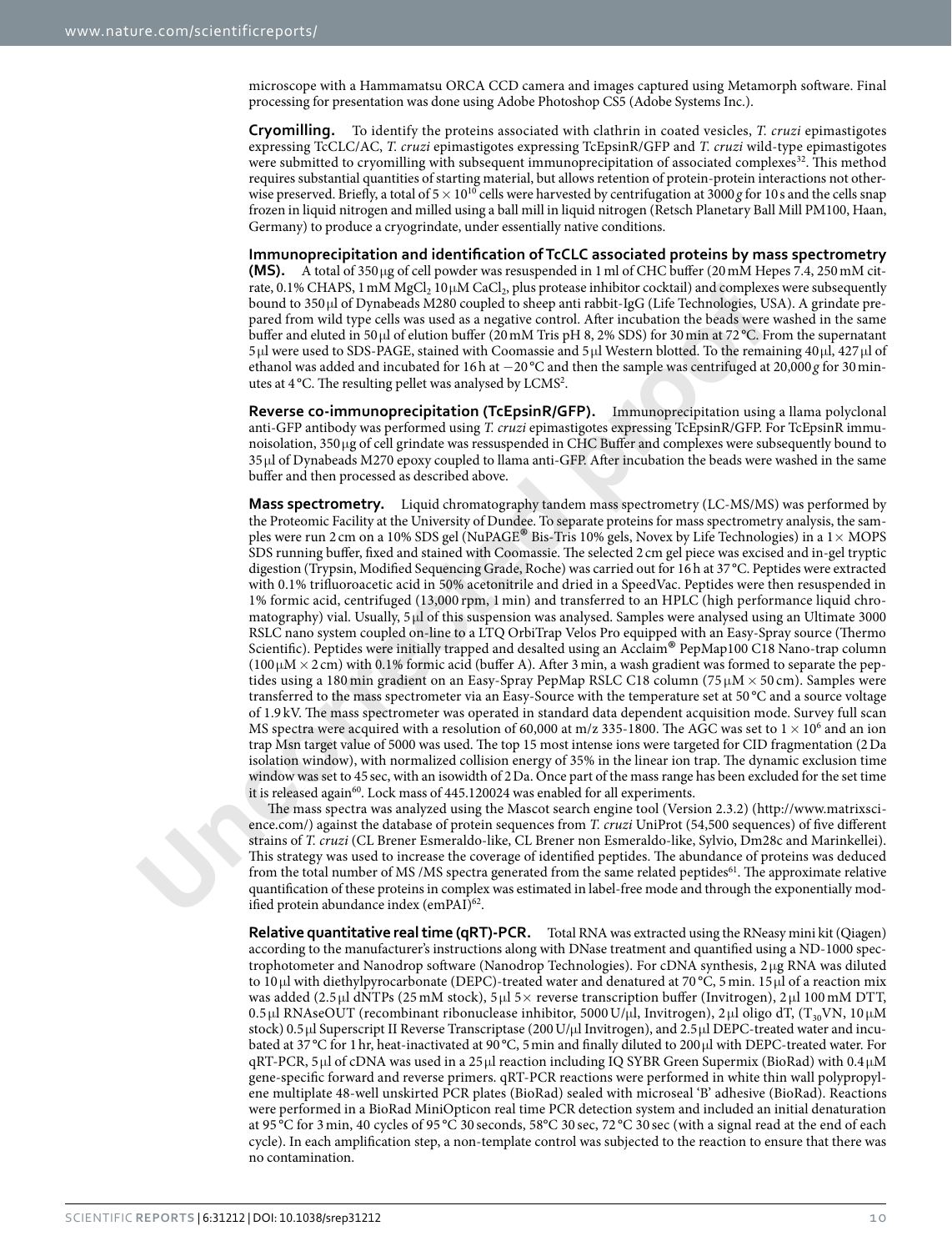microscope with a Hammamatsu ORCA CCD camera and images captured using Metamorph software. Final processing for presentation was done using Adobe Photoshop CS5 (Adobe Systems Inc.).

**Cryomilling.** To identify the proteins associated with clathrin in coated vesicles, *T. cruzi* epimastigotes expressing TcCLC/AC, *T. cruzi* epimastigotes expressing TcEpsinR/GFP and *T. cruzi* wild-type epimastigotes were submitted to cryomilling with subsequent immunoprecipitation of associated complexes[32]. This method requires substantial quantities of starting material, but allows retention of protein-protein interactions not otherwise preserved. Briefly, a total of $5 \times 10^{10}$ cells were harvested by centrifugation at 3000 *g* for 10 s and the cells snap frozen in liquid nitrogen and milled using a ball mill in liquid nitrogen (Retsch Planetary Ball Mill PM100, Haan, Germany) to produce a cryogrindate, under essentially native conditions.

**Immunoprecipitation and identification of TcCLC associated proteins by mass spectrometry (MS).** A total of 350 μg of cell powder was resuspended in 1 ml of CHC buffer (20 mM Hepes 7.4, 250 mM citrate, 0.1% CHAPS, 1 mM $MgCl_2$ 10 μM $CaCl_2$, plus protease inhibitor cocktail) and complexes were subsequently bound to 350 μl of Dynabeads M280 coupled to sheep anti rabbit-IgG (Life Technologies, USA). A grindate prepared from wild type cells was used as a negative control. After incubation the beads were washed in the same buffer and eluted in 50 μl of elution buffer (20 mM Tris pH 8, 2% SDS) for 30 min at 72 °C. From the supernatant 5 μl were used to SDS-PAGE, stained with Coomassie and 5 μl Western blotted. To the remaining 40 μl, 427 μl of ethanol was added and incubated for 16 h at −20 °C and then the sample was centrifuged at 20,000 *g* for 30 minutes at 4 °C. The resulting pellet was analysed by $LCMS^2$.

**Reverse co-immunoprecipitation (TcEpsinR/GFP).** Immunoprecipitation using a llama polyclonal anti-GFP antibody was performed using *T. cruzi* epimastigotes expressing TcEpsinR/GFP. For TcEpsinR immunoisolation, 350 μg of cell grindate was ressuspended in CHC Buffer and complexes were subsequently bound to 35 μl of Dynabeads M270 epoxy coupled to llama anti-GFP. After incubation the beads were washed in the same buffer and then processed as described above.

**Mass spectrometry.** Liquid chromatography tandem mass spectrometry (LC-MS/MS) was performed by the Proteomic Facility at the University of Dundee. To separate proteins for mass spectrometry analysis, the samples were run 2 cm on a 10% SDS gel (NuPAGE® Bis-Tris 10% gels, Novex by Life Technologies) in a 1× MOPS SDS running buffer, fixed and stained with Coomassie. The selected 2 cm gel piece was excised and in-gel tryptic digestion (Trypsin, Modified Sequencing Grade, Roche) was carried out for 16 h at 37 °C. Peptides were extracted with 0.1% trifluoroacetic acid in 50% acetonitrile and dried in a SpeedVac. Peptides were then resuspended in 1% formic acid, centrifuged (13,000 rpm, 1 min) and transferred to an HPLC (high performance liquid chromatography) vial. Usually, 5 μl of this suspension was analysed. Samples were analysed using an Ultimate 3000 RSLC nano system coupled on-line to a LTQ OrbiTrap Velos Pro equipped with an Easy-Spray source (Thermo Scientific). Peptides were initially trapped and desalted using an Acclaim® PepMap100 C18 Nano-trap column (100 μM × 2 cm) with 0.1% formic acid (buffer A). After 3 min, a wash gradient was formed to separate the peptides using a 180 min gradient on an Easy-Spray PepMap RSLC C18 column (75 μM × 50 cm). Samples were transferred to the mass spectrometer via an Easy-Source with the temperature set at 50 °C and a source voltage of 1.9 kV. The mass spectrometer was operated in standard data dependent acquisition mode. Survey full scan MS spectra were acquired with a resolution of 60,000 at m/z 335-1800. The AGC was set to $1 \times 10^6$ and an ion trap Msn target value of 5000 was used. The top 15 most intense ions were targeted for CID fragmentation (2 Da isolation window), with normalized collision energy of 35% in the linear ion trap. The dynamic exclusion time window was set to 45 sec, with an isowidth of 2 Da. Once part of the mass range has been excluded for the set time it is released again[60]. Lock mass of 445.120024 was enabled for all experiments.

The mass spectra was analyzed using the Mascot search engine tool (Version 2.3.2) (http://www.matrixscience.com/) against the database of protein sequences from *T. cruzi* UniProt (54,500 sequences) of five different strains of *T. cruzi* (CL Brener Esmeraldo-like, CL Brener non Esmeraldo-like, Sylvio, Dm28c and Marinkellei). This strategy was used to increase the coverage of identified peptides. The abundance of proteins was deduced from the total number of MS /MS spectra generated from the same related peptides[61]. The approximate relative quantification of these proteins in complex was estimated in label-free mode and through the exponentially modified protein abundance index (emPAI)[62].

**Relative quantitative real time (qRT)-PCR.** Total RNA was extracted using the RNeasy mini kit (Qiagen) according to the manufacturer's instructions along with DNase treatment and quantified using a ND-1000 spectrophotometer and Nanodrop software (Nanodrop Technologies). For cDNA synthesis, 2 μg RNA was diluted to 10 μl with diethylpyrocarbonate (DEPC)-treated water and denatured at 70 °C, 5 min. 15 μl of a reaction mix was added (2.5 μl dNTPs (25 mM stock), 5 μl 5× reverse transcription buffer (Invitrogen), 2 μl 100 mM DTT, 0.5 μl RNAseOUT (recombinant ribonuclease inhibitor, 5000 U/μl, Invitrogen), 2 μl oligo dT, ($T_{30}$VN, 10 μM stock) 0.5 μl Superscript II Reverse Transcriptase (200 U/μl Invitrogen), and 2.5 μl DEPC-treated water and incubated at 37 °C for 1 hr, heat-inactivated at 90 °C, 5 min and finally diluted to 200 μl with DEPC-treated water. For qRT-PCR, 5 μl of cDNA was used in a 25 μl reaction including IQ SYBR Green Supermix (BioRad) with 0.4 μM gene-specific forward and reverse primers. qRT-PCR reactions were performed in white thin wall polypropylene multiplate 48-well unskirted PCR plates (BioRad) sealed with microseal 'B' adhesive (BioRad). Reactions were performed in a BioRad MiniOpticon real time PCR detection system and included an initial denaturation at 95 °C for 3 min, 40 cycles of 95 °C 30 seconds, 58°C 30 sec, 72 °C 30 sec (with a signal read at the end of each cycle). In each amplification step, a non-template control was subjected to the reaction to ensure that there was no contamination.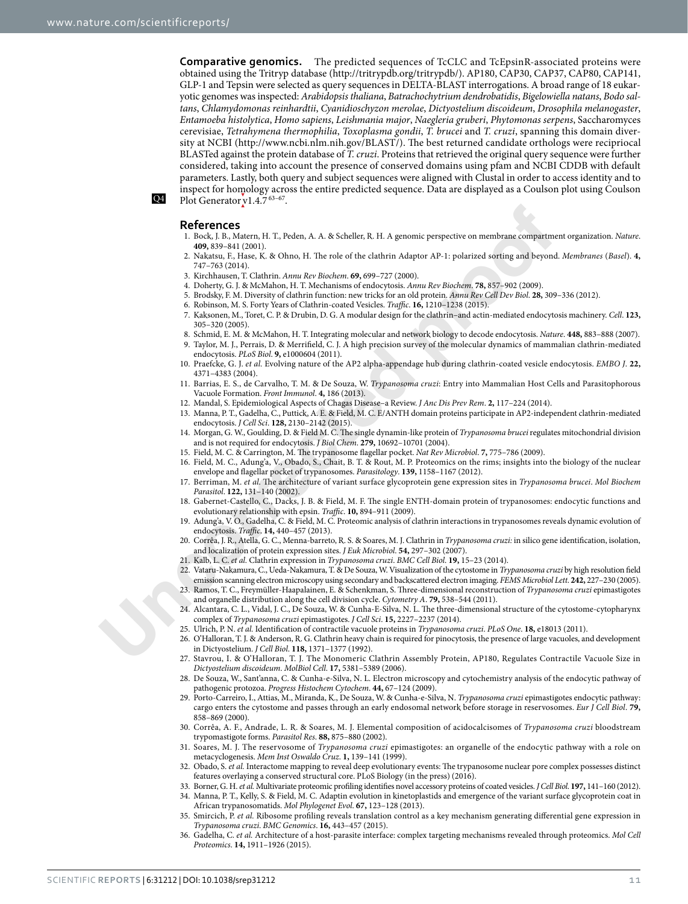**Comparative genomics.** The predicted sequences of TcCLC and TcEpsinR-associated proteins were obtained using the Tritryp database (http://tritrypdb.org/tritrypdb/). AP180, CAP30, CAP37, CAP80, CAP141, GLP-1 and Tepsin were selected as query sequences in DELTA-BLAST interrogations. A broad range of 18 eukaryotic genomes was inspected: *Arabidopsis thaliana*, *Batrachochytrium dendrobatidis*, *Bigelowiella natans*, *Bodo saltans*, *Chlamydomonas reinhardtii*, *Cyanidioschyzon merolae*, *Dictyostelium discoideum*, *Drosophila melanogaster*, *Entamoeba histolytica*, *Homo sapiens*, *Leishmania major*, *Naegleria gruberi*, *Phytomonas serpens*, Saccharomyces cerevisiae, *Tetrahymena thermophilia*, *Toxoplasma gondii*, *T. brucei* and *T. cruzi*, spanning this domain diversity at NCBI (http://www.ncbi.nlm.nih.gov/BLAST/). The best returned candidate orthologs were reciprocal BLASTed against the protein database of *T. cruzi*. Proteins that retrieved the original query sequence were further considered, taking into account the presence of conserved domains using pfam and NCBI CDDB with default parameters. Lastly, both query and subject sequences were aligned with Clustal in order to access identity and to inspect for homology across the entire predicted sequence. Data are displayed as a Coulson plot using Coulson Plot Generator v1.4.7[63–67].

## References

1. Bock, J. B., Matern, H. T., Peden, A. A. & Scheller, R. H. A genomic perspective on membrane compartment organization. *Nature*. **409,** 839–841 (2001).
2. Nakatsu, F., Hase, K. & Ohno, H. The role of the clathrin Adaptor AP-1: polarized sorting and beyond. *Membranes* (*Basel*). **4,** 747–763 (2014).
3. Kirchhausen, T. Clathrin. *Annu Rev Biochem*. **69,** 699–727 (2000).
4. Doherty, G. J. & McMahon, H. T. Mechanisms of endocytosis. *Annu Rev Biochem*. **78,** 857–902 (2009).
5. Brodsky, F. M. Diversity of clathrin function: new tricks for an old protein. *Annu Rev Cell Dev Biol*. **28,** 309–336 (2012).
6. Robinson, M. S. Forty Years of Clathrin-coated Vesicles. *Traffic*. **16,** 1210–1238 (2015).
7. Kaksonen, M., Toret, C. P. & Drubin, D. G. A modular design for the clathrin–and actin-mediated endocytosis machinery. *Cell*. **123,** 305–320 (2005).
8. Schmid, E. M. & McMahon, H. T. Integrating molecular and network biology to decode endocytosis. *Nature*. **448,** 883–888 (2007).
9. Taylor, M. J., Perrais, D. & Merrifield, C. J. A high precision survey of the molecular dynamics of mammalian clathrin-mediated endocytosis. *PLoS Biol*. **9,** e1000604 (2011).
10. Praefcke, G. J. *et al.* Evolving nature of the AP2 alpha-appendage hub during clathrin-coated vesicle endocytosis. *EMBO J*. **22,** 4371–4383 (2004).
11. Barrias, E. S., de Carvalho, T. M. & De Souza, W. *Trypanosoma cruzi*: Entry into Mammalian Host Cells and Parasitophorous Vacuole Formation. *Front Immunol*. **4,** 186 (2013).
12. Mandal, S. Epidemiological Aspects of Chagas Disease–a Review. *J Anc Dis Prev Rem*. **2,** 117–224 (2014).
13. Manna, P. T., Gadelha, C., Puttick, A. E. & Field, M. C. E/ANTH domain proteins participate in AP2-independent clathrin-mediated endocytosis. *J Cell Sci*. **128,** 2130–2142 (2015).
14. Morgan, G. W., Goulding, D. & Field M. C. The single dynamin-like protein of *Trypanosoma brucei* regulates mitochondrial division and is not required for endocytosis. *J Biol Chem*. **279,** 10692–10701 (2004).
15. Field, M. C. & Carrington, M. The trypanosome flagellar pocket. *Nat Rev Microbiol*. **7,** 775–786 (2009).
16. Field, M. C., Adung'a, V., Obado, S., Chait, B. T. & Rout, M. P. Proteomics on the rims; insights into the biology of the nuclear envelope and flagellar pocket of trypanosomes. *Parasitology*. **139,** 1158–1167 (2012).
17. Berriman, M. *et al.* The architecture of variant surface glycoprotein gene expression sites in *Trypanosoma brucei*. *Mol Biochem Parasitol*. **122,** 131–140 (2002).
18. Gabernet-Castello, C., Dacks, J. B. & Field, M. F. The single ENTH-domain protein of trypanosomes: endocytic functions and evolutionary relationship with epsin. *Traffic*. **10,** 894–911 (2009).
19. Adung'a, V. O., Gadelha, C. & Field, M. C. Proteomic analysis of clathrin interactions in trypanosomes reveals dynamic evolution of endocytosis. *Traffic*. **14,** 440–457 (2013).
20. Corrêa, J. R., Atella, G. C., Menna-barreto, R. S. & Soares, M. J. Clathrin in *Trypanosoma cruzi:* in silico gene identification, isolation, and localization of protein expression sites. *J Euk Microbiol*. **54,** 297–302 (2007).
21. Kalb, L. C. *et al.* Clathrin expression in *Trypanosoma cruzi*. *BMC Cell Biol*. **19,** 15–23 (2014).
22. Vataru-Nakamura, C., Ueda-Nakamura, T. & De Souza, W. Visualization of the cytostome in *Trypanosoma cruzi* by high resolution field emission scanning electron microscopy using secondary and backscattered electron imaging. *FEMS Microbiol Lett*. **242,** 227–230 (2005).
23. Ramos, T. C., Freymüller-Haapalainen, E. & Schenkman, S. Three-dimensional reconstruction of *Trypanosoma cruzi* epimastigotes and organelle distribution along the cell division cycle. *Cytometry A*. **79,** 538–544 (2011).
24. Alcantara, C. L., Vidal, J. C., De Souza, W. & Cunha-E-Silva, N. L. The three-dimensional structure of the cytostome-cytopharynx complex of *Trypanosoma cruzi* epimastigotes. *J Cell Sci*. **15,** 2227–2237 (2014).
25. Ulrich, P. N. *et al.* Identification of contractile vacuole proteins in *Trypanosoma cruzi*. *PLoS One*. **18,** e18013 (2011).
26. O'Halloran, T. J. & Anderson, R. G. Clathrin heavy chain is required for pinocytosis, the presence of large vacuoles, and development in Dictyostelium. *J Cell Biol*. **118,** 1371–1377 (1992).
27. Stavrou, I. & O'Halloran, T. J. The Monomeric Clathrin Assembly Protein, AP180, Regulates Contractile Vacuole Size in *Dictyostelium discoideum*. *MolBiol Cell*. **17,** 5381–5389 (2006).
28. De Souza, W., Sant'anna, C. & Cunha-e-Silva, N. L. Electron microscopy and cytochemistry analysis of the endocytic pathway of pathogenic protozoa. *Progress Histochem Cytochem*. **44,** 67–124 (2009).
29. Porto-Carreiro, I., Attias, M., Miranda, K., De Souza, W. & Cunha-e-Silva, N. *Trypanosoma cruzi* epimastigotes endocytic pathway: cargo enters the cytostome and passes through an early endosomal network before storage in reservosomes. *Eur J Cell Biol*. **79,** 858–869 (2000).
30. Corrêa, A. F., Andrade, L. R. & Soares, M. J. Elemental composition of acidocalcisomes of *Trypanosoma cruzi* bloodstream trypomastigote forms. *Parasitol Res*. **88,** 875–880 (2002).
31. Soares, M. J. The reservosome of *Trypanosoma cruzi* epimastigotes: an organelle of the endocytic pathway with a role on metacyclogenesis. *Mem Inst Oswaldo Cruz*. **1,** 139–141 (1999).
32. Obado, S. *et al.* Interactome mapping to reveal deep evolutionary events: The trypanosome nuclear pore complex possesses distinct features overlaying a conserved structural core. PLoS Biology (in the press) (2016).
33. Borner, G. H. *et al.* Multivariate proteomic profiling identifies novel accessory proteins of coated vesicles. *J Cell Biol*. **197,** 141–160 (2012).
34. Manna, P. T., Kelly, S. & Field, M. C. Adaptin evolution in kinetoplastids and emergence of the variant surface glycoprotein coat in African trypanosomatids. *Mol Phylogenet Evol*. **67,** 123–128 (2013).
35. Smircich, P. *et al.* Ribosome profiling reveals translation control as a key mechanism generating differential gene expression in *Trypanosoma cruzi*. *BMC Genomics*. **16,** 443–457 (2015).
36. Gadelha, C. *et al.* Architecture of a host-parasite interface: complex targeting mechanisms revealed through proteomics. *Mol Cell Proteomics*. **14,** 1911–1926 (2015).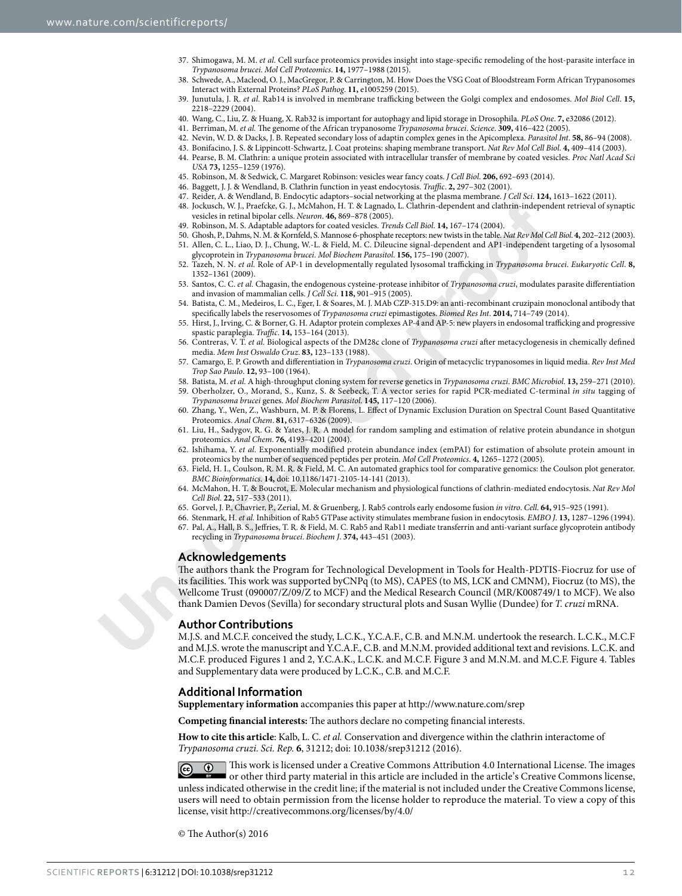37. Shimogawa, M. M. *et al.* Cell surface proteomics provides insight into stage-specific remodeling of the host-parasite interface in *Trypanosoma brucei*. *Mol Cell Proteomics*. **14,** 1977–1988 (2015).
38. Schwede, A., Macleod, O. J., MacGregor, P. & Carrington, M. How Does the VSG Coat of Bloodstream Form African Trypanosomes Interact with External Proteins? *PLoS Pathog*. **11,** e1005259 (2015).
39. Junutula, J. R. *et al.* Rab14 is involved in membrane trafficking between the Golgi complex and endosomes. *Mol Biol Cell*. **15,** 2218–2229 (2004).
40. Wang, C., Liu, Z. & Huang, X. Rab32 is important for autophagy and lipid storage in Drosophila. *PLoS One*. **7,** e32086 (2012).
41. Berriman, M. *et al.* The genome of the African trypanosome *Trypanosoma brucei*. *Science*. **309,** 416–422 (2005).
42. Nevin, W. D. & Dacks, J. B. Repeated secondary loss of adaptin complex genes in the Apicomplexa. *Parasitol Int*. **58,** 86–94 (2008).
43. Bonifacino, J. S. & Lippincott-Schwartz, J. Coat proteins: shaping membrane transport. *Nat Rev Mol Cell Biol*. **4,** 409–414 (2003).
44. Pearse, B. M. Clathrin: a unique protein associated with intracellular transfer of membrane by coated vesicles. *Proc Natl Acad Sci USA* **73,** 1255–1259 (1976).
45. Robinson, M. & Sedwick, C. Margaret Robinson: vesicles wear fancy coats. *J Cell Biol*. **206,** 692–693 (2014).
46. Baggett, J. J. & Wendland, B. Clathrin function in yeast endocytosis. *Traffic*. **2,** 297–302 (2001).
47. Reider, A. & Wendland, B. Endocytic adaptors–social networking at the plasma membrane. *J Cell Sci*. **124,** 1613–1622 (2011).
48. Jockusch, W. J., Praefcke, G. J., McMahon, H. T. & Lagnado, L. Clathrin-dependent and clathrin-independent retrieval of synaptic vesicles in retinal bipolar cells. *Neuron*. **46,** 869–878 (2005).
49. Robinson, M. S. Adaptable adaptors for coated vesicles. *Trends Cell Biol*. **14,** 167–174 (2004).
50. Ghosh, P., Dahms, N. M. & Kornfeld, S. Mannose 6-phosphate receptors: new twists in the table. *Nat Rev Mol Cell Biol*. **4,** 202–212 (2003).
51. Allen, C. L., Liao, D. J., Chung, W.-L. & Field, M. C. Dileucine signal-dependent and AP1-independent targeting of a lysosomal glycoprotein in *Trypanosoma brucei*. *Mol Biochem Parasitol*. **156,** 175–190 (2007).
52. Tazeh, N. N. *et al.* Role of AP-1 in developmentally regulated lysosomal trafficking in *Trypanosoma brucei*. *Eukaryotic Cell*. **8,** 1352–1361 (2009).
53. Santos, C. C. *et al.* Chagasin, the endogenous cysteine-protease inhibitor of *Trypanosoma cruzi*, modulates parasite differentiation and invasion of mammalian cells. *J Cell Sci*. **118,** 901–915 (2005).
54. Batista, C. M., Medeiros, L. C., Eger, I. & Soares, M. J. MAb CZP-315.D9: an anti-recombinant cruzipain monoclonal antibody that specifically labels the reservosomes of *Trypanosoma cruzi* epimastigotes. *Biomed Res Int*. **2014,** 714–749 (2014).
55. Hirst, J., Irving, C. & Borner, G. H. Adaptor protein complexes AP-4 and AP-5: new players in endosomal trafficking and progressive spastic paraplegia. *Traffic*. **14,** 153–164 (2013).
56. Contreras, V. T. *et al.* Biological aspects of the DM28c clone of *Trypanosoma cruzi* after metacyclogenesis in chemically defined media. *Mem Inst Oswaldo Cruz*. **83,** 123–133 (1988).
57. Camargo, E. P. Growth and differentiation in *Trypanosoma cruzi*. Origin of metacyclic trypanosomes in liquid media. *Rev Inst Med Trop Sao Paulo*. **12,** 93–100 (1964).
58. Batista, M. *et al.* A high-throughput cloning system for reverse genetics in *Trypanosoma cruzi*. *BMC Microbiol*. **13,** 259–271 (2010).
59. Oberholzer, O., Morand, S., Kunz, S. & Seebeck, T. A vector series for rapid PCR-mediated C-terminal *in situ* tagging of *Trypanosoma brucei* genes. *Mol Biochem Parasitol*. **145,** 117–120 (2006).
60. Zhang, Y., Wen, Z., Washburn, M. P. & Florens, L. Effect of Dynamic Exclusion Duration on Spectral Count Based Quantitative Proteomics. *Anal Chem*. **81,** 6317–6326 (2009).
61. Liu, H., Sadygov, R. G. & Yates, J. R. A model for random sampling and estimation of relative protein abundance in shotgun proteomics. *Anal Chem*. **76,** 4193–4201 (2004).
62. Ishihama, Y. *et al.* Exponentially modified protein abundance index (emPAI) for estimation of absolute protein amount in proteomics by the number of sequenced peptides per protein. *Mol Cell Proteomics*. **4,** 1265–1272 (2005).
63. Field, H. I., Coulson, R. M. R. & Field, M. C. An automated graphics tool for comparative genomics: the Coulson plot generator. *BMC Bioinformatics*. **14,** doi: 10.1186/1471-2105-14-141 (2013).
64. McMahon, H. T. & Boucrot, E. Molecular mechanism and physiological functions of clathrin-mediated endocytosis. *Nat Rev Mol Cell Biol*. **22,** 517–533 (2011).
65. Gorvel, J. P., Chavrier, P., Zerial, M. & Gruenberg, J. Rab5 controls early endosome fusion *in vitro*. *Cell*. **64,** 915–925 (1991).
66. Stenmark, H. *et al.* Inhibition of Rab5 GTPase activity stimulates membrane fusion in endocytosis. *EMBO J*. **13,** 1287–1296 (1994).
67. Pal, A., Hall, B. S., Jeffries, T. R. & Field, M. C. Rab5 and Rab11 mediate transferrin and anti-variant surface glycoprotein antibody recycling in *Trypanosoma brucei*. *Biochem J*. **374,** 443–451 (2003).

## Acknowledgements

The authors thank the Program for Technological Development in Tools for Health-PDTIS-Fiocruz for use of its facilities. This work was supported byCNPq (to MS), CAPES (to MS, LCK and CMNM), Fiocruz (to MS), the Wellcome Trust (090007/Z/09/Z to MCF) and the Medical Research Council (MR/K008749/1 to MCF). We also thank Damien Devos (Sevilla) for secondary structural plots and Susan Wyllie (Dundee) for *T. cruzi* mRNA.

## Author Contributions

M.J.S. and M.C.F. conceived the study, L.C.K., Y.C.A.F., C.B. and M.N.M. undertook the research. L.C.K., M.C.F and M.J.S. wrote the manuscript and Y.C.A.F., C.B. and M.N.M. provided additional text and revisions. L.C.K. and M.C.F. produced Figures 1 and 2, Y.C.A.K., L.C.K. and M.C.F. Figure 3 and M.N.M. and M.C.F. Figure 4. Tables and Supplementary data were produced by L.C.K., C.B. and M.C.F.

## Additional Information

**Supplementary information** accompanies this paper at http://www.nature.com/srep

**Competing financial interests:** The authors declare no competing financial interests.

**How to cite this article**: Kalb, L. C. *et al.* Conservation and divergence within the clathrin interactome of *Trypanosoma cruzi*. *Sci. Rep.* **6**, 31212; doi: 10.1038/srep31212 (2016).

This work is licensed under a Creative Commons Attribution 4.0 International License. The images or other third party material in this article are included in the article's Creative Commons license, unless indicated otherwise in the credit line; if the material is not included under the Creative Commons license, users will need to obtain permission from the license holder to reproduce the material. To view a copy of this license, visit http://creativecommons.org/licenses/by/4.0/

© The Author(s) 2016